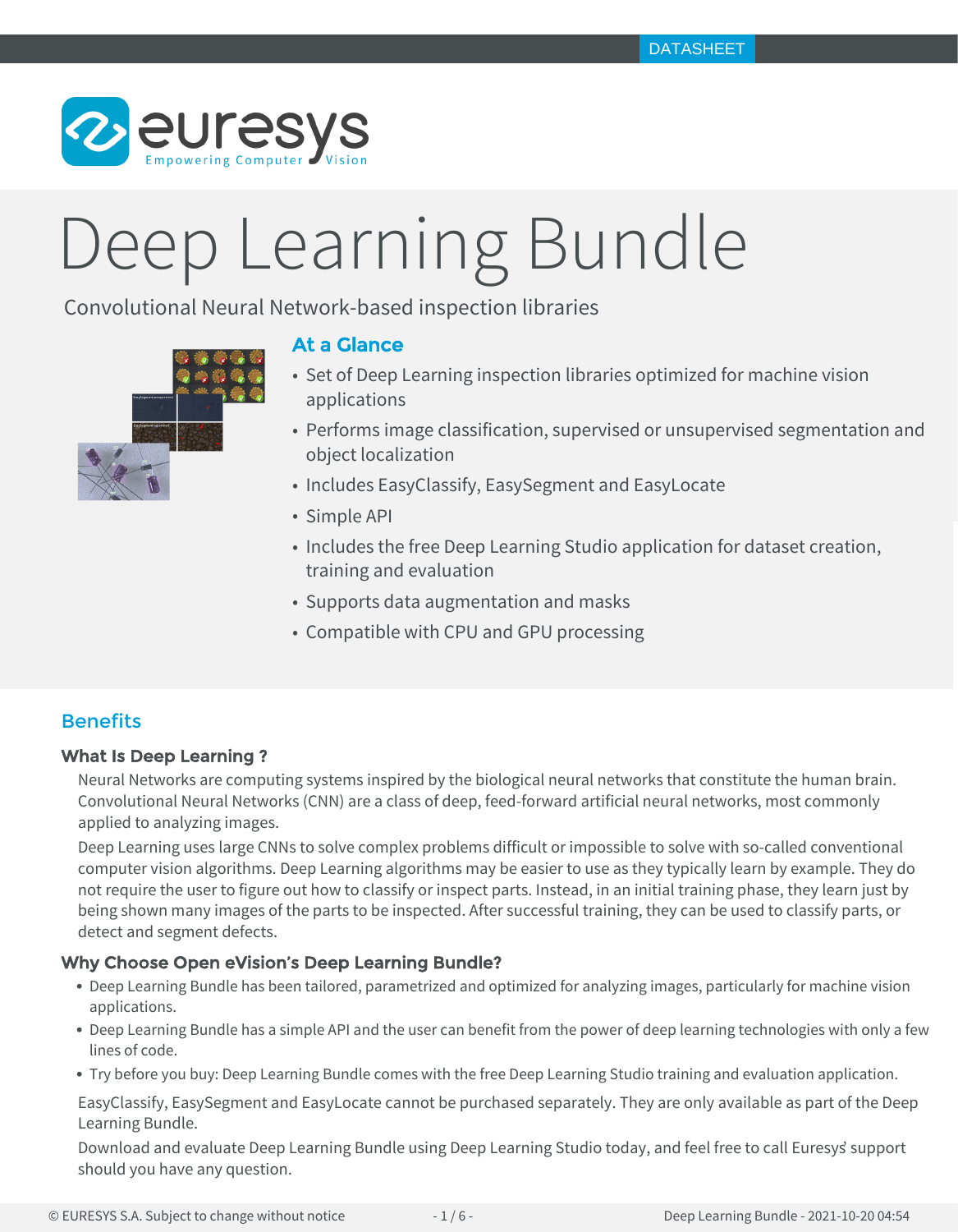DATASHEET

# Deep Learning Bundle

Convolutional Neural Network-based inspection libraries

## At a Glance

- Set of Deep Learning inspection libraries optimized for machine vision applications
- Performs image classification, supervised or unsupervised segmentation and object localization
- Includes EasyClassify, EasySegment and EasyLocate
- Simple API
- Includes the free Deep Learning Studio application for dataset creation, training and evaluation
- Supports data augmentation and masks
- Compatible with CPU and GPU processing

## Benefits

### What Is Deep Learning ?

Neural Networks are computing systems inspired by the biological neural networks that constitute the human brain. Convolutional Neural Networks (CNN) are a class of deep, feed-forward artificial neural networks, most commonly applied to analyzing images.

Deep Learning uses large CNNs to solve complex problems difficult or impossible to solve with so-called conventional computer vision algorithms. Deep Learning algorithms may be easier to use as they typically learn by example. They do not require the user to figure out how to classify or inspect parts. Instead, in an initial training phase, they learn just by being shown many images of the parts to be inspected. After successful training, they can be used to classify parts, or detect and segment defects.

### Why Choose Open eVision's Deep Learning Bundle?

- Deep Learning Bundle has been tailored, parametrized and optimized for analyzing images, particularly for machine vision applications.
- Deep Learning Bundle has a simple API and the user can benefit from the power of deep learning technologies with only a few lines of code.
- Try before you buy: Deep Learning Bundle comes with the free Deep Learning Studio training and evaluation application.

EasyClassify, EasySegment and EasyLocate cannot be purchased separately. They are only available as part of the Deep Learning Bundle.

Download and evaluate Deep Learning Bundle using Deep Learning Studio today, and feel free to call Euresys' support should you have any question.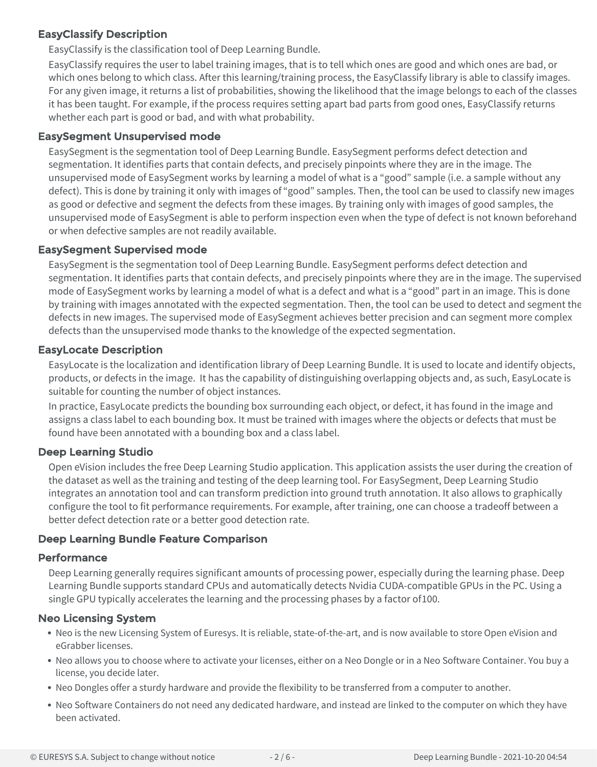### EasyClassify Description

EasyClassify is the classification tool of Deep Learning Bundle.

EasyClassify requires the user to label training images, that is to tell which ones are good and which ones are bad, or which ones belong to which class. After this learning/training process, the EasyClassify library is able to classify images. For any given image, it returns a list of probabilities, showing the likelihood that the image belongs to each of the classes it has been taught. For example, if the process requires setting apart bad parts from good ones, EasyClassify returns whether each part is good or bad, and with what probability.

### EasySegment Unsupervised mode

EasySegment is the segmentation tool of Deep Learning Bundle. EasySegment performs defect detection and segmentation. It identifies parts that contain defects, and precisely pinpoints where they are in the image. The unsupervised mode of EasySegment works by learning a model of what is a “good” sample (i.e. a sample without any defect). This is done by training it only with images of “good” samples. Then, the tool can be used to classify new images as good or defective and segment the defects from these images. By training only with images of good samples, the unsupervised mode of EasySegment is able to perform inspection even when the type of defect is not known beforehand or when defective samples are not readily available.

### EasySegment Supervised mode

EasySegment is the segmentation tool of Deep Learning Bundle. EasySegment performs defect detection and segmentation. It identifies parts that contain defects, and precisely pinpoints where they are in the image. The supervised mode of EasySegment works by learning a model of what is a defect and what is a “good” part in an image. This is done by training with images annotated with the expected segmentation. Then, the tool can be used to detect and segment the defects in new images. The supervised mode of EasySegment achieves better precision and can segment more complex defects than the unsupervised mode thanks to the knowledge of the expected segmentation.

### EasyLocate Description

EasyLocate is the localization and identification library of Deep Learning Bundle. It is used to locate and identify objects, products, or defects in the image. It has the capability of distinguishing overlapping objects and, as such, EasyLocate is suitable for counting the number of object instances.

In practice, EasyLocate predicts the bounding box surrounding each object, or defect, it has found in the image and assigns a class label to each bounding box. It must be trained with images where the objects or defects that must be found have been annotated with a bounding box and a class label.

### Deep Learning Studio

Open eVision includes the free Deep Learning Studio application. This application assists the user during the creation of the dataset as well as the training and testing of the deep learning tool. For EasySegment, Deep Learning Studio integrates an annotation tool and can transform prediction into ground truth annotation. It also allows to graphically configure the tool to fit performance requirements. For example, after training, one can choose a tradeoff between a better defect detection rate or a better good detection rate.

### Deep Learning Bundle Feature Comparison

### Performance

Deep Learning generally requires significant amounts of processing power, especially during the learning phase. Deep Learning Bundle supports standard CPUs and automatically detects Nvidia CUDA-compatible GPUs in the PC. Using a single GPU typically accelerates the learning and the processing phases by a factor of100.

### Neo Licensing System

- Neo is the new Licensing System of Euresys. It is reliable, state-of-the-art, and is now available to store Open eVision and eGrabber licenses.
- Neo allows you to choose where to activate your licenses, either on a Neo Dongle or in a Neo Software Container. You buy a license, you decide later.
- Neo Dongles offer a sturdy hardware and provide the flexibility to be transferred from a computer to another.
- Neo Software Containers do not need any dedicated hardware, and instead are linked to the computer on which they have been activated.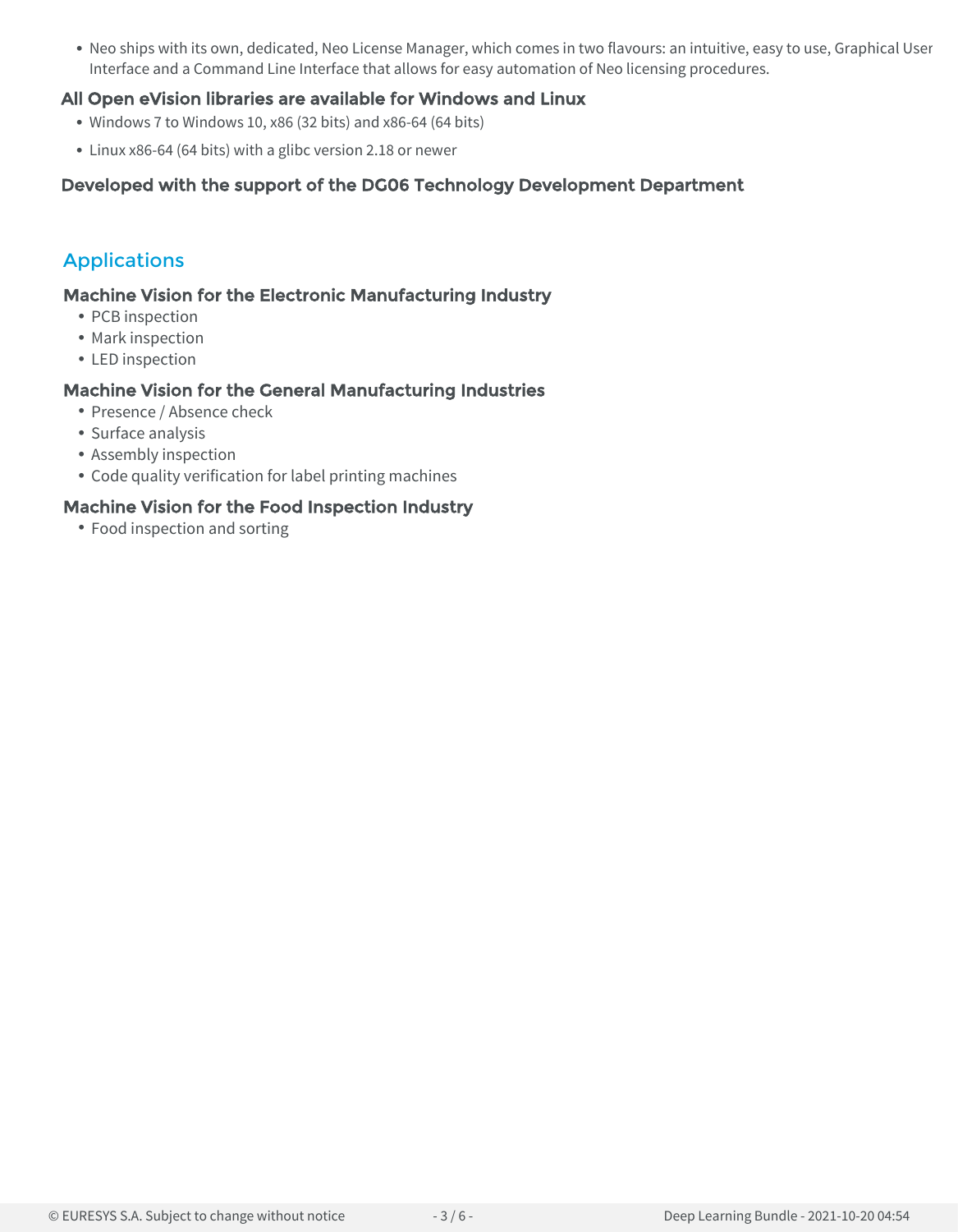- Neo ships with its own, dedicated, Neo License Manager, which comes in two flavours: an intuitive, easy to use, Graphical User Interface and a Command Line Interface that allows for easy automation of Neo licensing procedures.

### All Open eVision libraries are available for Windows and Linux

- Windows 7 to Windows 10, x86 (32 bits) and x86-64 (64 bits)
- Linux x86-64 (64 bits) with a glibc version 2.18 or newer

### Developed with the support of the DG06 Technology Development Department

## Applications

### Machine Vision for the Electronic Manufacturing Industry

- PCB inspection
- Mark inspection
- LED inspection

### Machine Vision for the General Manufacturing Industries

- Presence / Absence check
- Surface analysis
- Assembly inspection
- Code quality verification for label printing machines

### Machine Vision for the Food Inspection Industry

- Food inspection and sorting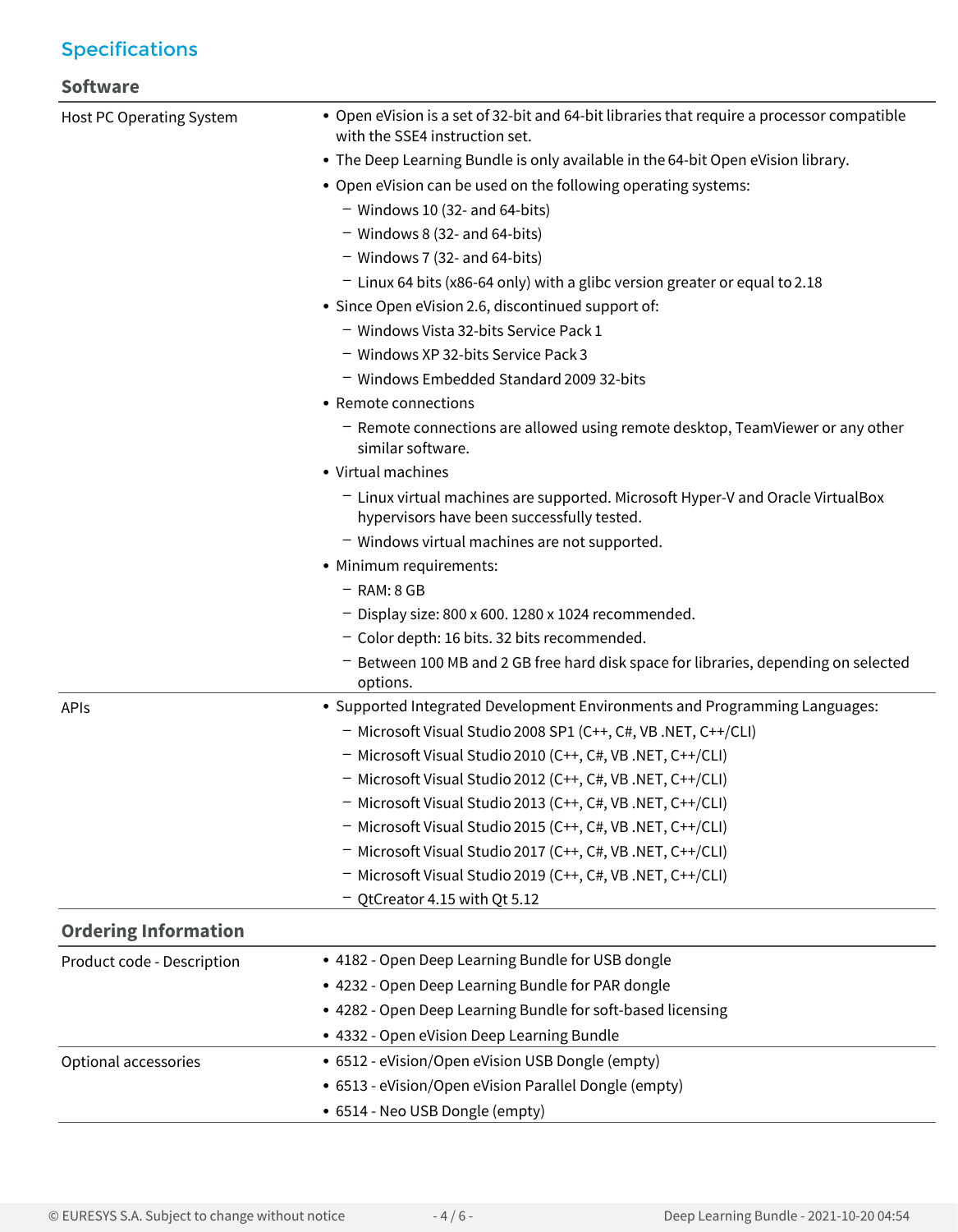## Specifications

### Software

| | |
|---|---|
| Host PC Operating System | • Open eVision is a set of 32-bit and 64-bit libraries that require a processor compatible with the SSE4 instruction set.<br>• The Deep Learning Bundle is only available in the 64-bit Open eVision library.<br>• Open eVision can be used on the following operating systems:<br>  – Windows 10 (32- and 64-bits)<br>  – Windows 8 (32- and 64-bits)<br>  – Windows 7 (32- and 64-bits)<br>  – Linux 64 bits (x86-64 only) with a glibc version greater or equal to 2.18<br>• Since Open eVision 2.6, discontinued support of:<br>  – Windows Vista 32-bits Service Pack 1<br>  – Windows XP 32-bits Service Pack 3<br>  – Windows Embedded Standard 2009 32-bits<br>• Remote connections<br>  – Remote connections are allowed using remote desktop, TeamViewer or any other similar software.<br>• Virtual machines<br>  – Linux virtual machines are supported. Microsoft Hyper-V and Oracle VirtualBox hypervisors have been successfully tested.<br>  – Windows virtual machines are not supported.<br>• Minimum requirements:<br>  – RAM: 8 GB<br>  – Display size: 800 x 600. 1280 x 1024 recommended.<br>  – Color depth: 16 bits. 32 bits recommended.<br>  – Between 100 MB and 2 GB free hard disk space for libraries, depending on selected options. |
| APIs | • Supported Integrated Development Environments and Programming Languages:<br>  – Microsoft Visual Studio 2008 SP1 (C++, C#, VB .NET, C++/CLI)<br>  – Microsoft Visual Studio 2010 (C++, C#, VB .NET, C++/CLI)<br>  – Microsoft Visual Studio 2012 (C++, C#, VB .NET, C++/CLI)<br>  – Microsoft Visual Studio 2013 (C++, C#, VB .NET, C++/CLI)<br>  – Microsoft Visual Studio 2015 (C++, C#, VB .NET, C++/CLI)<br>  – Microsoft Visual Studio 2017 (C++, C#, VB .NET, C++/CLI)<br>  – Microsoft Visual Studio 2019 (C++, C#, VB .NET, C++/CLI)<br>  – QtCreator 4.15 with Qt 5.12 |

### Ordering Information

| | |
|---|---|
| Product code - Description | • 4182 - Open Deep Learning Bundle for USB dongle<br>• 4232 - Open Deep Learning Bundle for PAR dongle<br>• 4282 - Open Deep Learning Bundle for soft-based licensing<br>• 4332 - Open eVision Deep Learning Bundle |
| Optional accessories | • 6512 - eVision/Open eVision USB Dongle (empty)<br>• 6513 - eVision/Open eVision Parallel Dongle (empty)<br>• 6514 - Neo USB Dongle (empty) |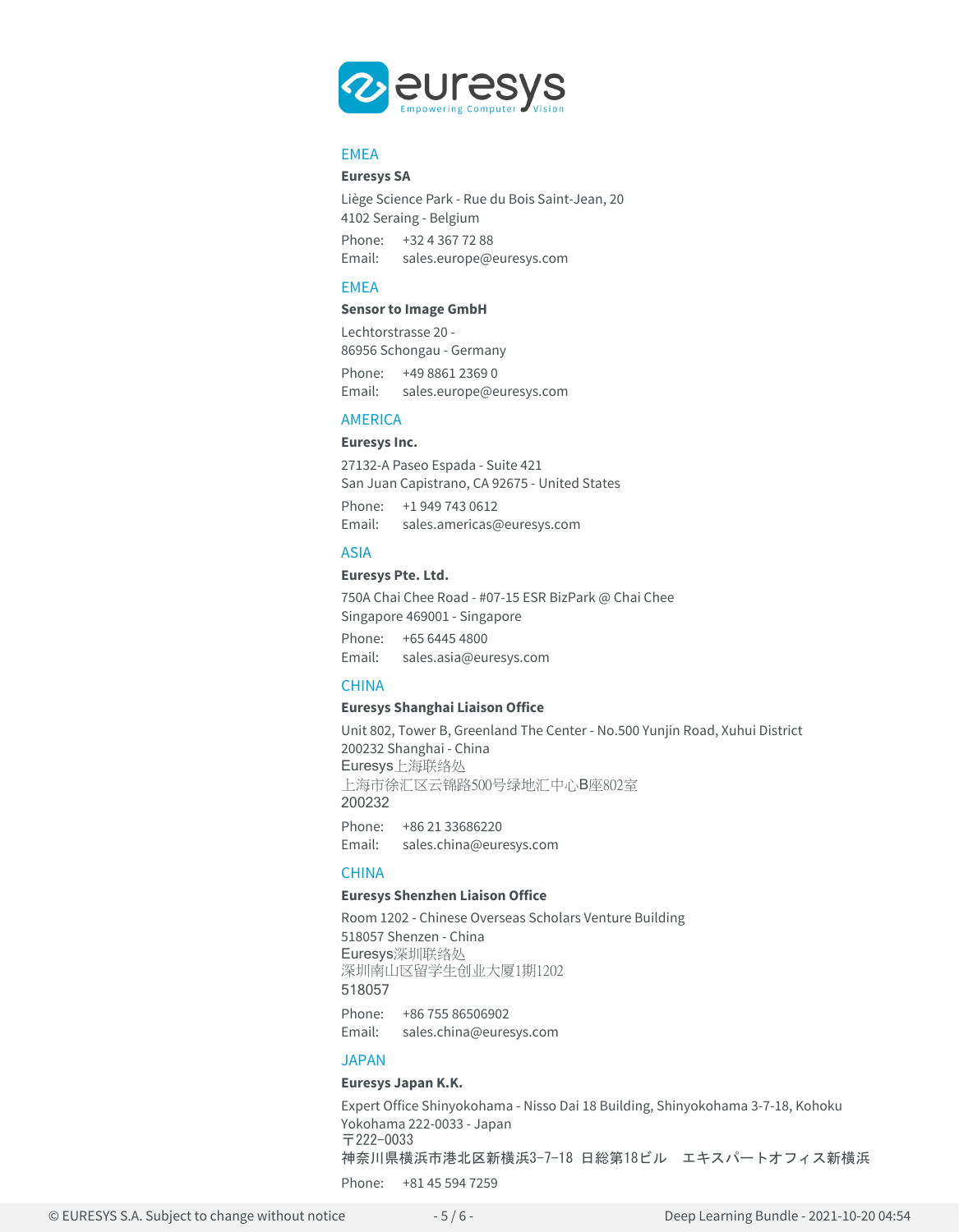## EMEA

**Euresys SA**

Liège Science Park - Rue du Bois Saint-Jean, 20
4102 Seraing - Belgium

Phone: +32 4 367 72 88
Email: sales.europe@euresys.com

## EMEA

**Sensor to Image GmbH**

Lechtorstrasse 20 -
86956 Schongau - Germany

Phone: +49 8861 2369 0
Email: sales.europe@euresys.com

## AMERICA

**Euresys Inc.**

27132-A Paseo Espada - Suite 421
San Juan Capistrano, CA 92675 - United States

Phone: +1 949 743 0612
Email: sales.americas@euresys.com

## ASIA

**Euresys Pte. Ltd.**

750A Chai Chee Road - #07-15 ESR BizPark @ Chai Chee
Singapore 469001 - Singapore

Phone: +65 6445 4800
Email: sales.asia@euresys.com

## CHINA

**Euresys Shanghai Liaison Office**

Unit 802, Tower B, Greenland The Center - No.500 Yunjin Road, Xuhui District
200232 Shanghai - China
Euresys上海联络处
上海市徐汇区云锦路500号绿地汇中心B座802室
200232

Phone: +86 21 33686220
Email: sales.china@euresys.com

## CHINA

**Euresys Shenzhen Liaison Office**

Room 1202 - Chinese Overseas Scholars Venture Building
518057 Shenzen - China
Euresys深圳联络处
深圳南山区留学生创业大厦1期1202
518057

Phone: +86 755 86506902
Email: sales.china@euresys.com

## JAPAN

**Euresys Japan K.K.**

Expert Office Shinyokohama - Nisso Dai 18 Building, Shinyokohama 3-7-18, Kohoku
Yokohama 222-0033 - Japan
〒222-0033
神奈川県横浜市港北区新横浜3-7-18 日総第18ビル　エキスパートオフィス新横浜

Phone: +81 45 594 7259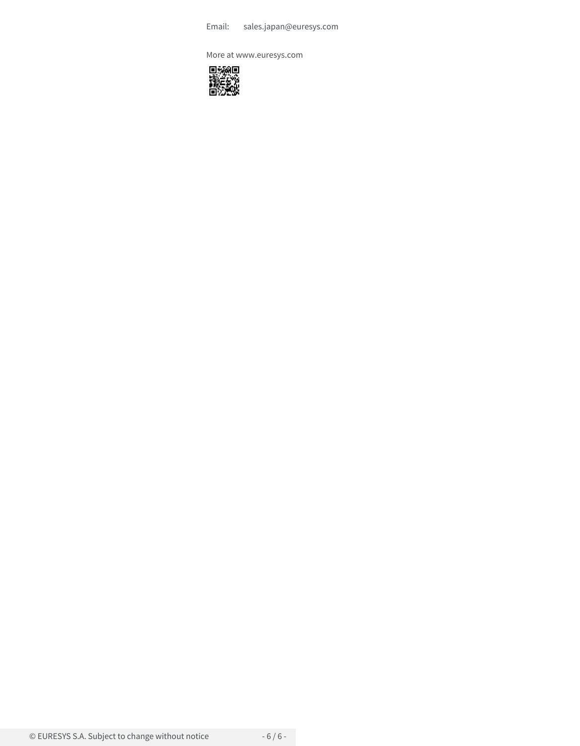Email: sales.japan@euresys.com

More at www.euresys.com